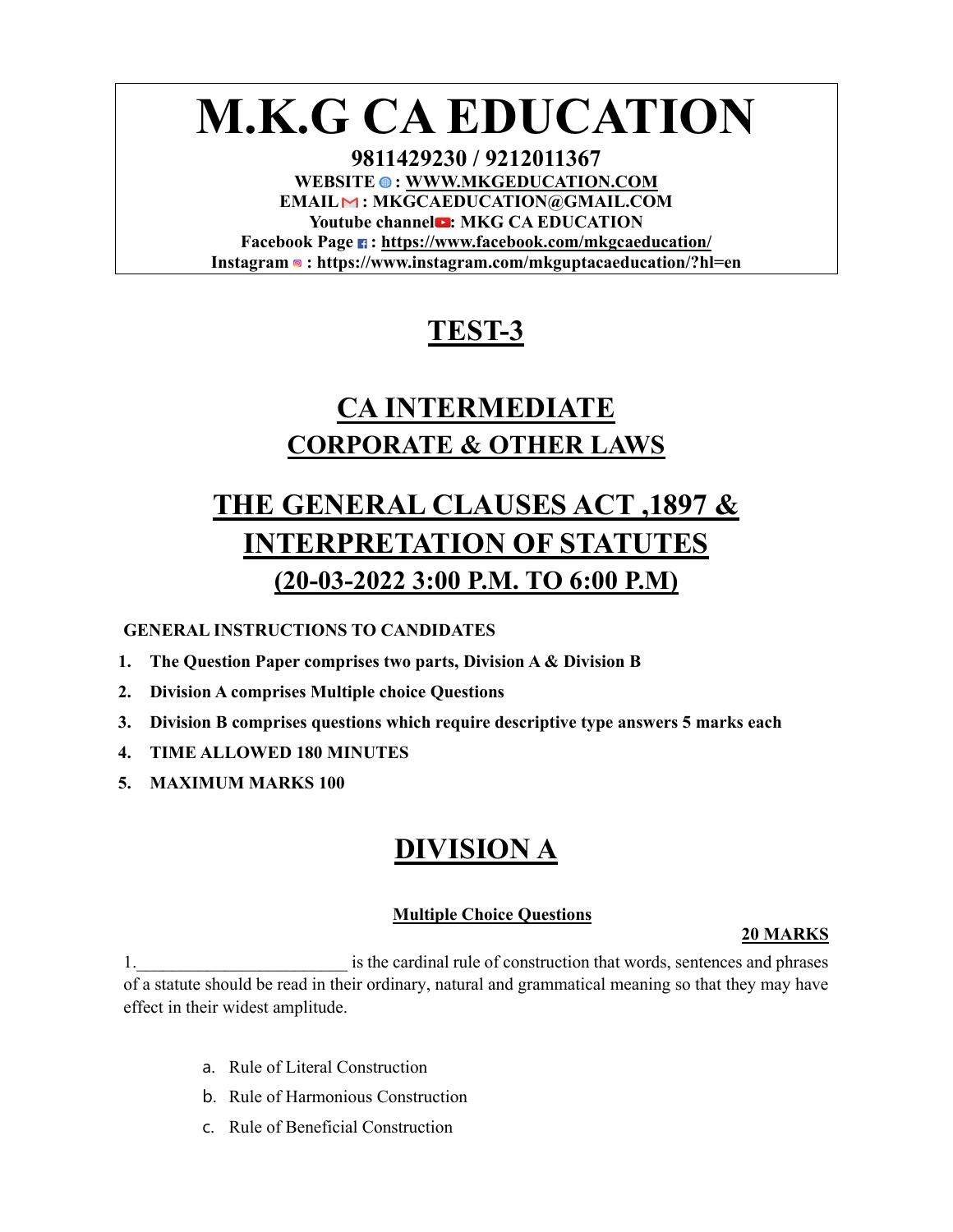# M.K.G CA EDUCATION

**9811429230 / 9212011367**

**WEBSITE : WWW.MKGEDUCATION.COM**

**EMAIL : MKGCAEDUCATION@GMAIL.COM**

**Youtube channel: MKG CA EDUCATION**

**Facebook Page : https://www.facebook.com/mkgcaeducation/**

**Instagram : https://www.instagram.com/mkguptacaeducation/?hl=en**

## TEST-3

## CA INTERMEDIATE

### CORPORATE & OTHER LAWS

## THE GENERAL CLAUSES ACT ,1897 & INTERPRETATION OF STATUTES

### (20-03-2022 3:00 P.M. TO 6:00 P.M)

**GENERAL INSTRUCTIONS TO CANDIDATES**

1. **The Question Paper comprises two parts, Division A & Division B**
2. **Division A comprises Multiple choice Questions**
3. **Division B comprises questions which require descriptive type answers 5 marks each**
4. **TIME ALLOWED 180 MINUTES**
5. **MAXIMUM MARKS 100**

## DIVISION A

**Multiple Choice Questions**

**20 MARKS**

1.________________________ is the cardinal rule of construction that words, sentences and phrases of a statute should be read in their ordinary, natural and grammatical meaning so that they may have effect in their widest amplitude.

a. Rule of Literal Construction
b. Rule of Harmonious Construction
c. Rule of Beneficial Construction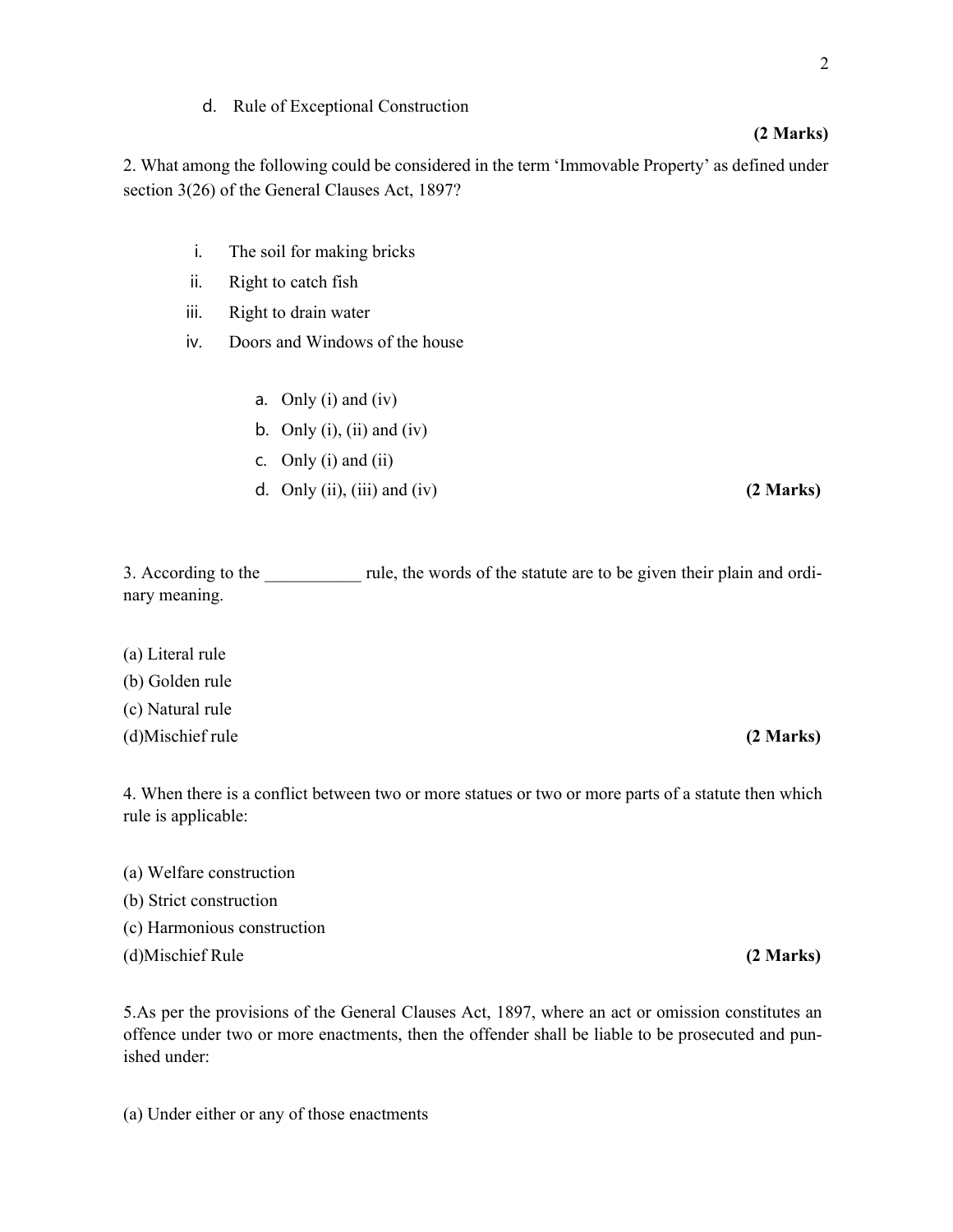d. Rule of Exceptional Construction

**(2 Marks)**

2. What among the following could be considered in the term 'Immovable Property' as defined under section 3(26) of the General Clauses Act, 1897?

i. The soil for making bricks
ii. Right to catch fish
iii. Right to drain water
iv. Doors and Windows of the house

a. Only (i) and (iv)
b. Only (i), (ii) and (iv)
c. Only (i) and (ii)
d. Only (ii), (iii) and (iv) **(2 Marks)**

3. According to the ___________ rule, the words of the statute are to be given their plain and ordinary meaning.

(a) Literal rule
(b) Golden rule
(c) Natural rule
(d)Mischief rule **(2 Marks)**

4. When there is a conflict between two or more statues or two or more parts of a statute then which rule is applicable:

(a) Welfare construction
(b) Strict construction
(c) Harmonious construction
(d)Mischief Rule **(2 Marks)**

5.As per the provisions of the General Clauses Act, 1897, where an act or omission constitutes an offence under two or more enactments, then the offender shall be liable to be prosecuted and punished under:

(a) Under either or any of those enactments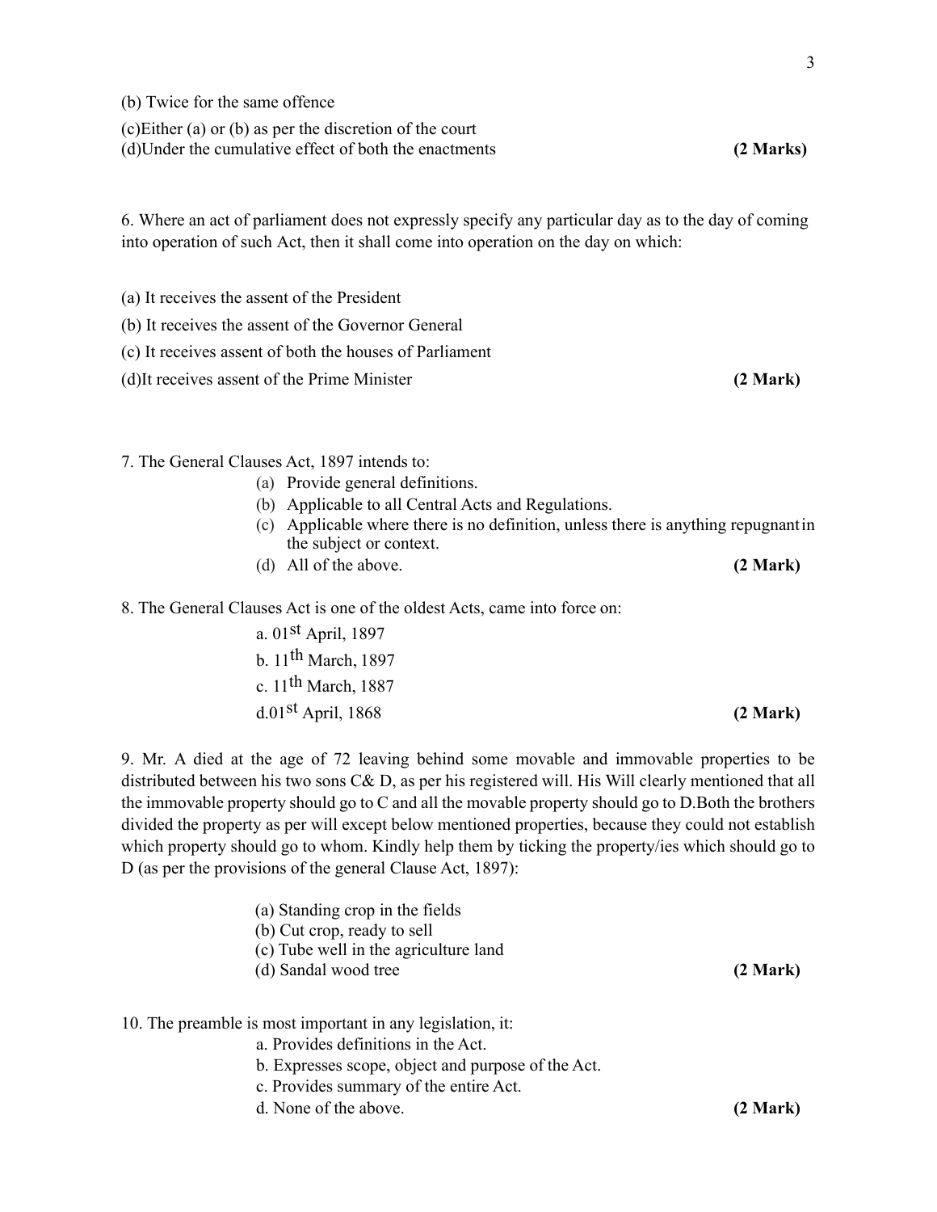(b) Twice for the same offence

(c)Either (a) or (b) as per the discretion of the court

(d)Under the cumulative effect of both the enactments **(2 Marks)**

6. Where an act of parliament does not expressly specify any particular day as to the day of coming into operation of such Act, then it shall come into operation on the day on which:

(a) It receives the assent of the President

(b) It receives the assent of the Governor General

(c) It receives assent of both the houses of Parliament

(d)It receives assent of the Prime Minister **(2 Mark)**

7. The General Clauses Act, 1897 intends to:

(a) Provide general definitions.
(b) Applicable to all Central Acts and Regulations.
(c) Applicable where there is no definition, unless there is anything repugnant in the subject or context.
(d) All of the above. **(2 Mark)**

8. The General Clauses Act is one of the oldest Acts, came into force on:

a. 01st April, 1897

b. 11th March, 1897

c. 11th March, 1887

d.01st April, 1868 **(2 Mark)**

9. Mr. A died at the age of 72 leaving behind some movable and immovable properties to be distributed between his two sons C& D, as per his registered will. His Will clearly mentioned that all the immovable property should go to C and all the movable property should go to D.Both the brothers divided the property as per will except below mentioned properties, because they could not establish which property should go to whom. Kindly help them by ticking the property/ies which should go to D (as per the provisions of the general Clause Act, 1897):

(a) Standing crop in the fields
(b) Cut crop, ready to sell
(c) Tube well in the agriculture land
(d) Sandal wood tree **(2 Mark)**

10. The preamble is most important in any legislation, it:

a. Provides definitions in the Act.
b. Expresses scope, object and purpose of the Act.
c. Provides summary of the entire Act.
d. None of the above. **(2 Mark)**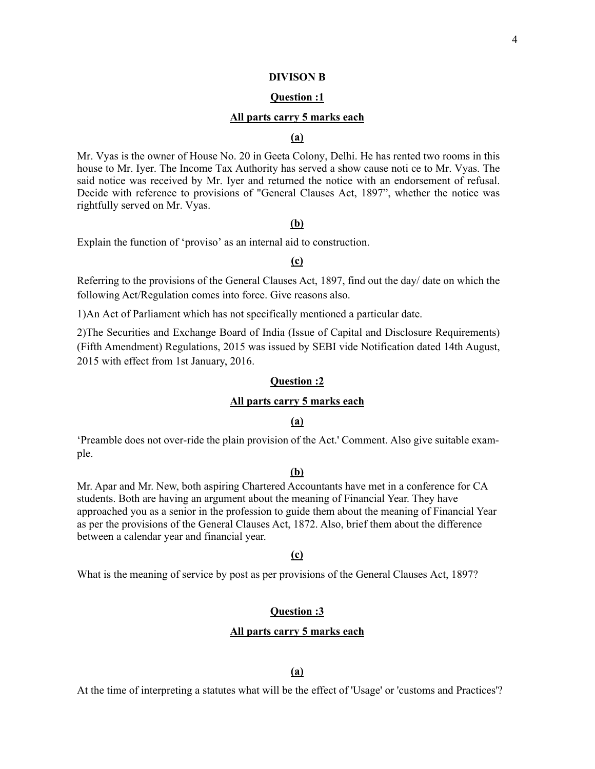## DIVISON B

### Question :1

**All parts carry 5 marks each**

**(a)**

Mr. Vyas is the owner of House No. 20 in Geeta Colony, Delhi. He has rented two rooms in this house to Mr. Iyer. The Income Tax Authority has served a show cause noti ce to Mr. Vyas. The said notice was received by Mr. Iyer and returned the notice with an endorsement of refusal. Decide with reference to provisions of "General Clauses Act, 1897", whether the notice was rightfully served on Mr. Vyas.

**(b)**

Explain the function of 'proviso' as an internal aid to construction.

**(c)**

Referring to the provisions of the General Clauses Act, 1897, find out the day/ date on which the following Act/Regulation comes into force. Give reasons also.

1)An Act of Parliament which has not specifically mentioned a particular date.

2)The Securities and Exchange Board of India (Issue of Capital and Disclosure Requirements) (Fifth Amendment) Regulations, 2015 was issued by SEBI vide Notification dated 14th August, 2015 with effect from 1st January, 2016.

### Question :2

**All parts carry 5 marks each**

**(a)**

'Preamble does not over-ride the plain provision of the Act.' Comment. Also give suitable example.

**(b)**

Mr. Apar and Mr. New, both aspiring Chartered Accountants have met in a conference for CA students. Both are having an argument about the meaning of Financial Year. They have approached you as a senior in the profession to guide them about the meaning of Financial Year as per the provisions of the General Clauses Act, 1872. Also, brief them about the difference between a calendar year and financial year.

**(c)**

What is the meaning of service by post as per provisions of the General Clauses Act, 1897?

### Question :3

**All parts carry 5 marks each**

**(a)**

At the time of interpreting a statutes what will be the effect of 'Usage' or 'customs and Practices'?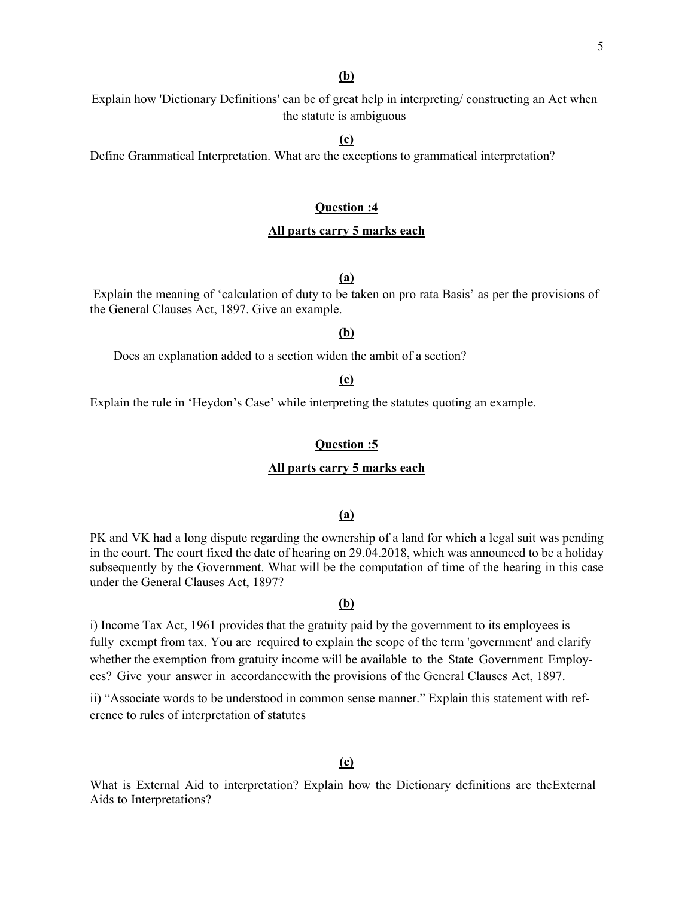**(b)**

Explain how 'Dictionary Definitions' can be of great help in interpreting/ constructing an Act when the statute is ambiguous

**(c)**

Define Grammatical Interpretation. What are the exceptions to grammatical interpretation?

## **Question :4**

**All parts carry 5 marks each**

**(a)**

Explain the meaning of 'calculation of duty to be taken on pro rata Basis' as per the provisions of the General Clauses Act, 1897. Give an example.

**(b)**

Does an explanation added to a section widen the ambit of a section?

**(c)**

Explain the rule in 'Heydon's Case' while interpreting the statutes quoting an example.

## **Question :5**

**All parts carry 5 marks each**

**(a)**

PK and VK had a long dispute regarding the ownership of a land for which a legal suit was pending in the court. The court fixed the date of hearing on 29.04.2018, which was announced to be a holiday subsequently by the Government. What will be the computation of time of the hearing in this case under the General Clauses Act, 1897?

**(b)**

i) Income Tax Act, 1961 provides that the gratuity paid by the government to its employees is fully exempt from tax. You are required to explain the scope of the term 'government' and clarify whether the exemption from gratuity income will be available to the State Government Employees? Give your answer in accordancewith the provisions of the General Clauses Act, 1897.

ii) "Associate words to be understood in common sense manner." Explain this statement with reference to rules of interpretation of statutes

**(c)**

What is External Aid to interpretation? Explain how the Dictionary definitions are theExternal Aids to Interpretations?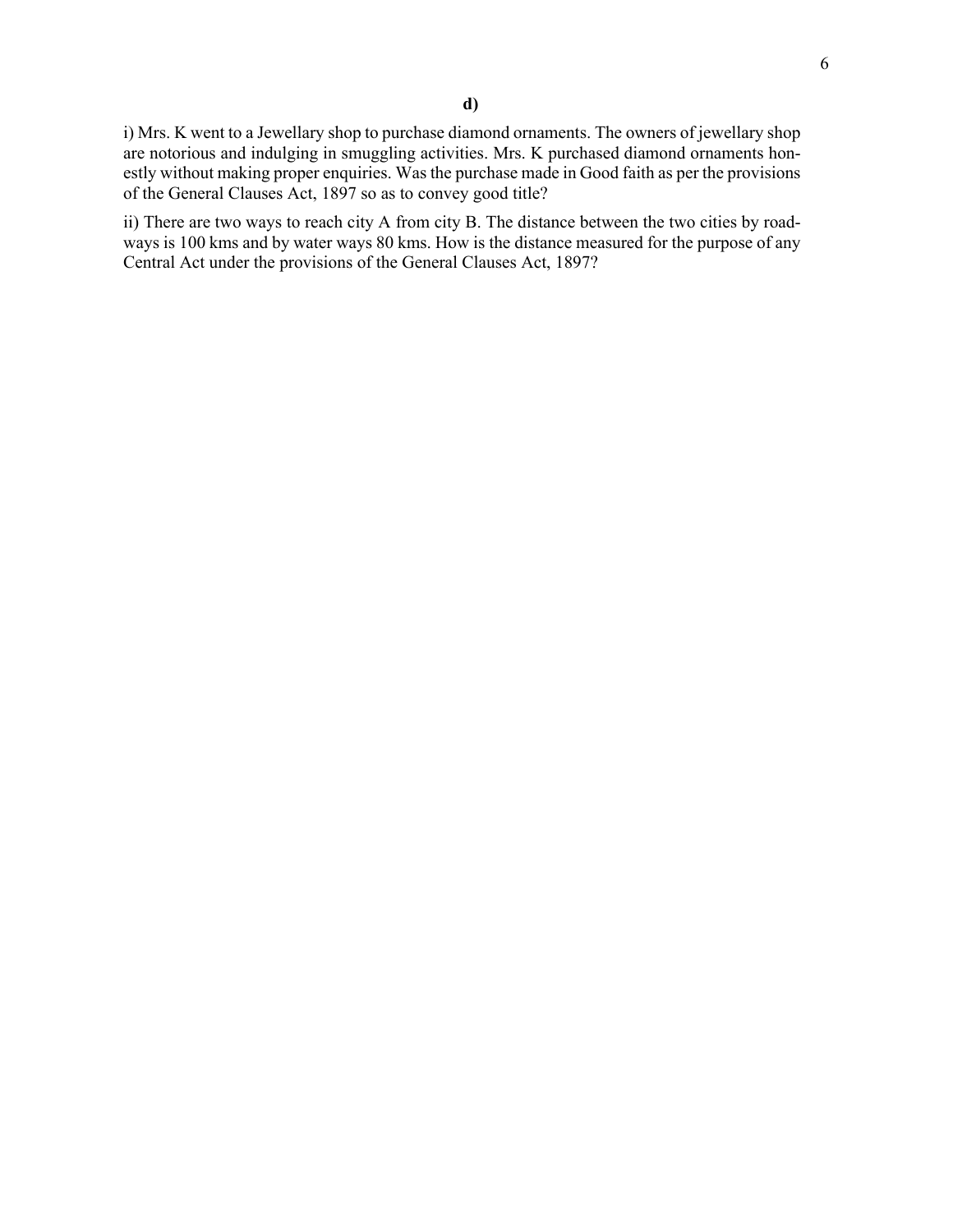**d)**

i) Mrs. K went to a Jewellary shop to purchase diamond ornaments. The owners of jewellary shop are notorious and indulging in smuggling activities. Mrs. K purchased diamond ornaments honestly without making proper enquiries. Was the purchase made in Good faith as per the provisions of the General Clauses Act, 1897 so as to convey good title?

ii) There are two ways to reach city A from city B. The distance between the two cities by roadways is 100 kms and by water ways 80 kms. How is the distance measured for the purpose of any Central Act under the provisions of the General Clauses Act, 1897?